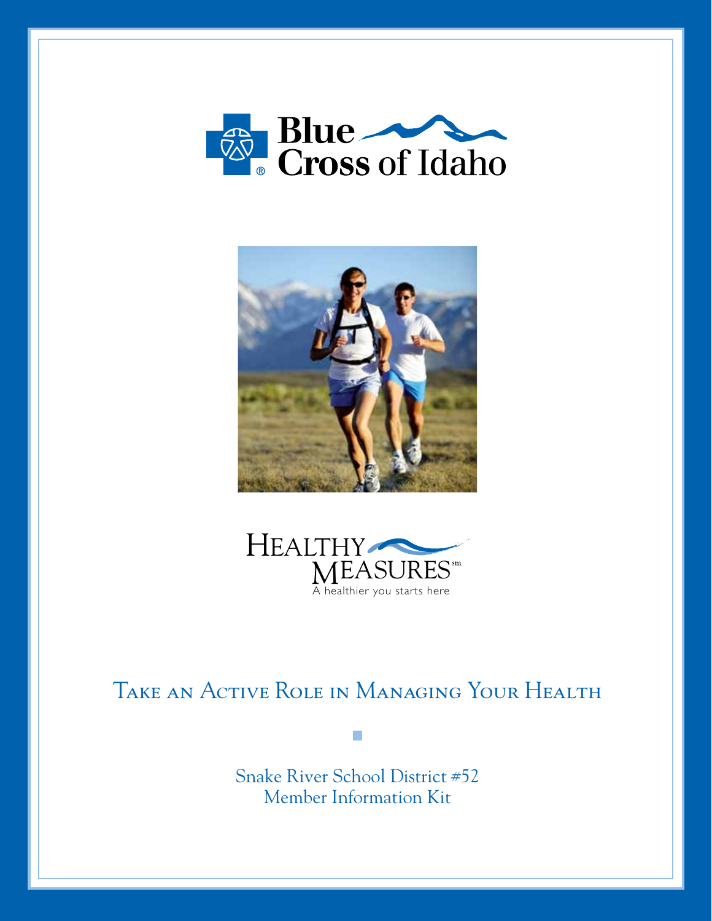Blue Cross of Idaho

HEALTHY MEASURES[sm]

A healthier you starts here

# Take an Active Role in Managing Your Health

Snake River School District #52
Member Information Kit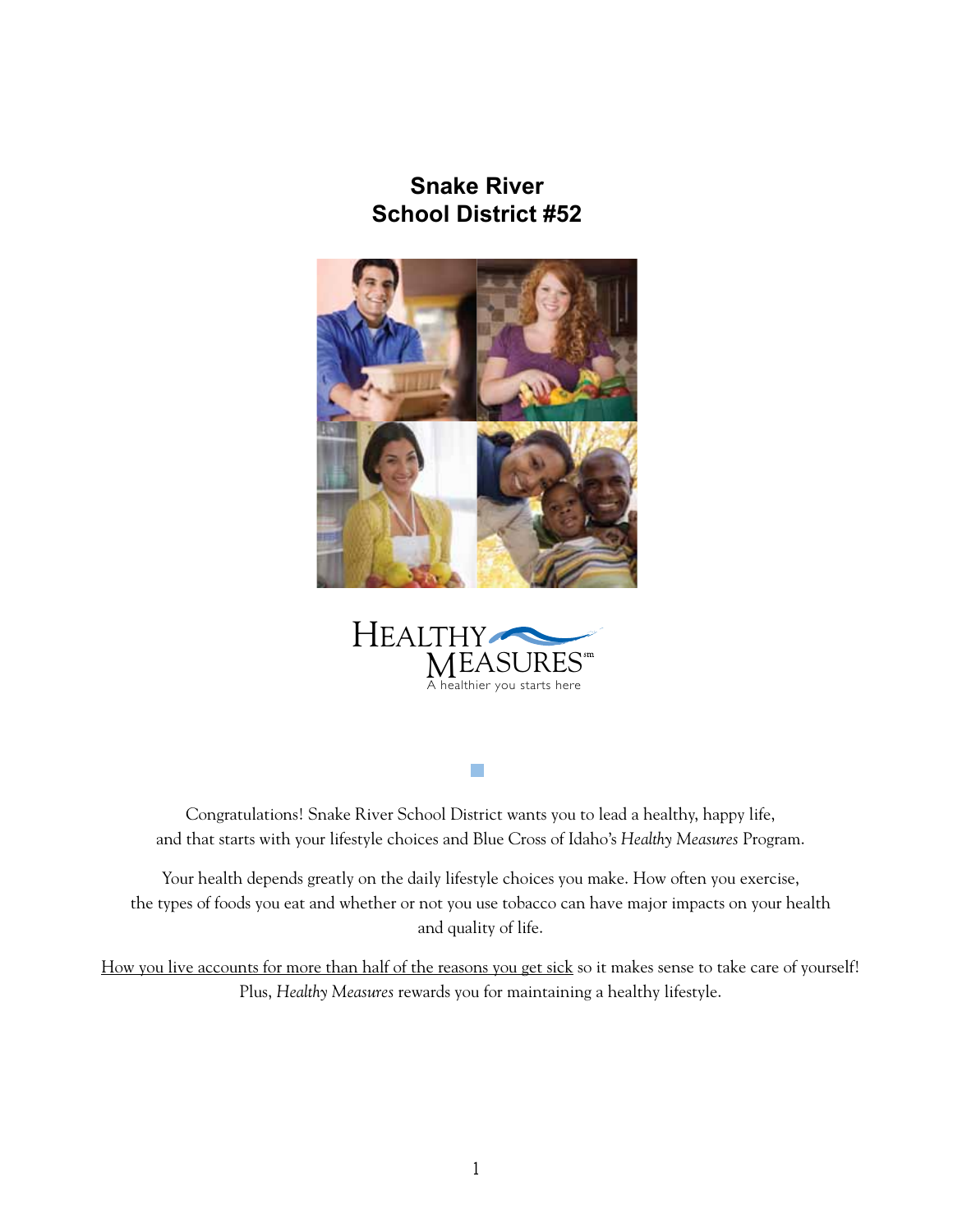# Snake River
# School District #52

HEALTHY MEASURES[sm]
A healthier you starts here

Congratulations! Snake River School District wants you to lead a healthy, happy life, and that starts with your lifestyle choices and Blue Cross of Idaho's *Healthy Measures* Program.

Your health depends greatly on the daily lifestyle choices you make. How often you exercise, the types of foods you eat and whether or not you use tobacco can have major impacts on your health and quality of life.

<u>How you live accounts for more than half of the reasons you get sick</u> so it makes sense to take care of yourself! Plus, *Healthy Measures* rewards you for maintaining a healthy lifestyle.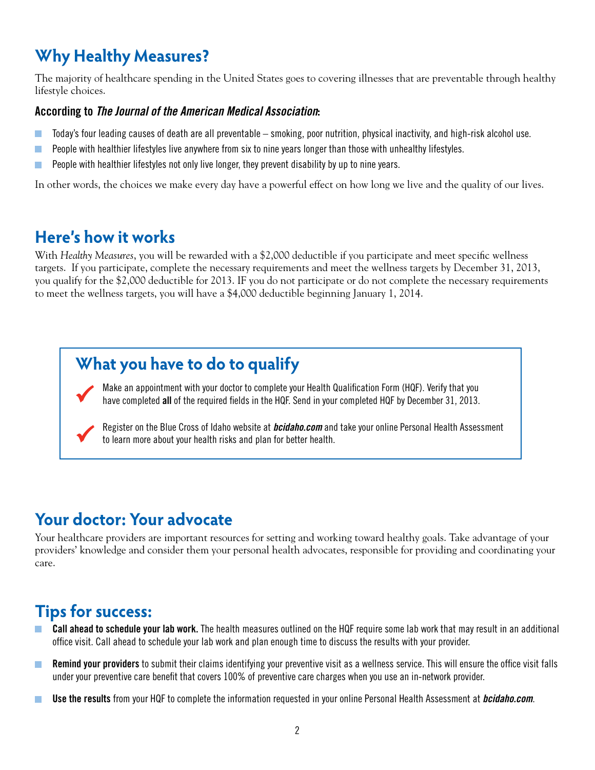## Why Healthy Measures?

The majority of healthcare spending in the United States goes to covering illnesses that are preventable through healthy lifestyle choices.

### According to *The Journal of the American Medical Association*:

- Today's four leading causes of death are all preventable – smoking, poor nutrition, physical inactivity, and high-risk alcohol use.
- People with healthier lifestyles live anywhere from six to nine years longer than those with unhealthy lifestyles.
- People with healthier lifestyles not only live longer, they prevent disability by up to nine years.

In other words, the choices we make every day have a powerful effect on how long we live and the quality of our lives.

## Here's how it works

With *Healthy Measures*, you will be rewarded with a $2,000 deductible if you participate and meet specific wellness targets. If you participate, complete the necessary requirements and meet the wellness targets by December 31, 2013, you qualify for the $2,000 deductible for 2013. IF you do not participate or do not complete the necessary requirements to meet the wellness targets, you will have a $4,000 deductible beginning January 1, 2014.

## What you have to do to qualify

- ✔ Make an appointment with your doctor to complete your Health Qualification Form (HQF). Verify that you have completed **all** of the required fields in the HQF. Send in your completed HQF by December 31, 2013.
- ✔ Register on the Blue Cross of Idaho website at ***bcidaho.com*** and take your online Personal Health Assessment to learn more about your health risks and plan for better health.

## Your doctor: Your advocate

Your healthcare providers are important resources for setting and working toward healthy goals. Take advantage of your providers' knowledge and consider them your personal health advocates, responsible for providing and coordinating your care.

## Tips for success:

- **Call ahead to schedule your lab work.** The health measures outlined on the HQF require some lab work that may result in an additional office visit. Call ahead to schedule your lab work and plan enough time to discuss the results with your provider.
- **Remind your providers** to submit their claims identifying your preventive visit as a wellness service. This will ensure the office visit falls under your preventive care benefit that covers 100% of preventive care charges when you use an in-network provider.
- **Use the results** from your HQF to complete the information requested in your online Personal Health Assessment at ***bcidaho.com***.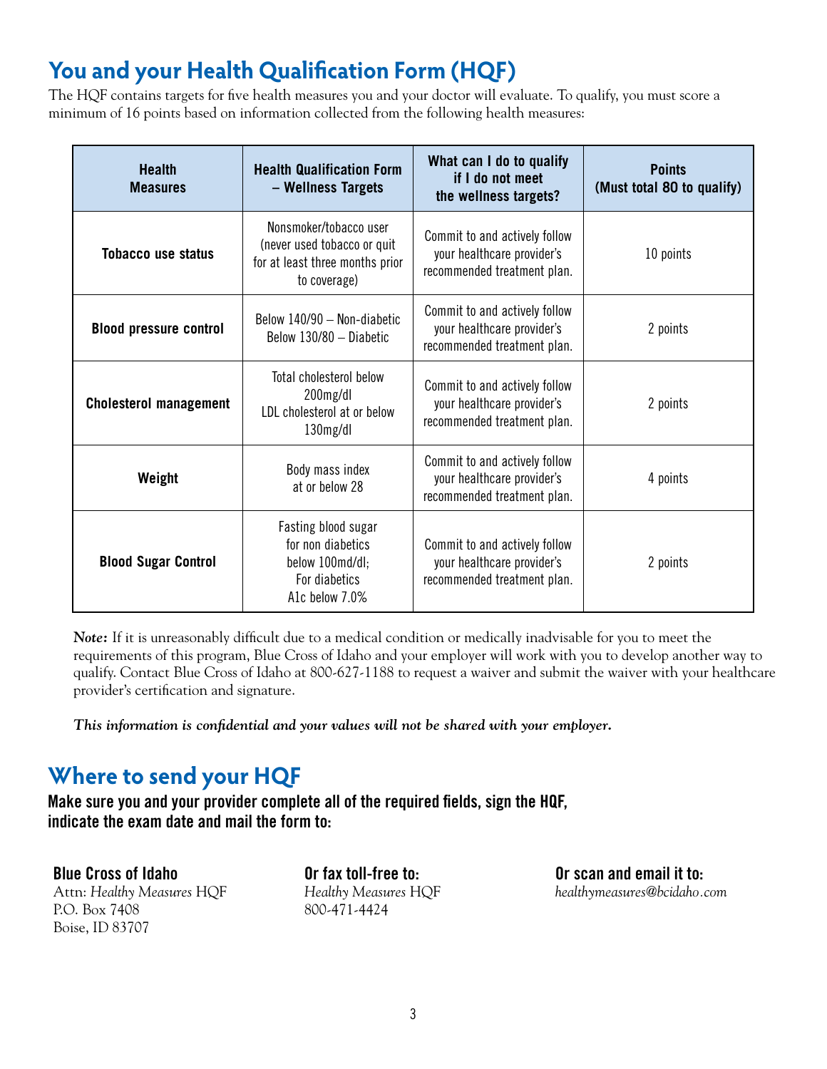## You and your Health Qualification Form (HQF)

The HQF contains targets for five health measures you and your doctor will evaluate. To qualify, you must score a minimum of 16 points based on information collected from the following health measures:

| Health Measures | Health Qualification Form – Wellness Targets | What can I do to qualify if I do not meet the wellness targets? | Points (Must total 80 to qualify) |
|---|---|---|---|
| **Tobacco use status** | Nonsmoker/tobacco user (never used tobacco or quit for at least three months prior to coverage) | Commit to and actively follow your healthcare provider's recommended treatment plan. | 10 points |
| **Blood pressure control** | Below 140/90 – Non-diabetic<br>Below 130/80 – Diabetic | Commit to and actively follow your healthcare provider's recommended treatment plan. | 2 points |
| **Cholesterol management** | Total cholesterol below 200mg/dl<br>LDL cholesterol at or below 130mg/dl | Commit to and actively follow your healthcare provider's recommended treatment plan. | 2 points |
| **Weight** | Body mass index at or below 28 | Commit to and actively follow your healthcare provider's recommended treatment plan. | 4 points |
| **Blood Sugar Control** | Fasting blood sugar for non diabetics below 100md/dl;<br>For diabetics A1c below 7.0% | Commit to and actively follow your healthcare provider's recommended treatment plan. | 2 points |

***Note:*** If it is unreasonably difficult due to a medical condition or medically inadvisable for you to meet the requirements of this program, Blue Cross of Idaho and your employer will work with you to develop another way to qualify. Contact Blue Cross of Idaho at 800-627-1188 to request a waiver and submit the waiver with your healthcare provider's certification and signature.

***This information is confidential and your values will not be shared with your employer.***

## Where to send your HQF

**Make sure you and your provider complete all of the required fields, sign the HQF, indicate the exam date and mail the form to:**

**Blue Cross of Idaho**
Attn: *Healthy Measures* HQF
P.O. Box 7408
Boise, ID 83707

**Or fax toll-free to:**
*Healthy Measures* HQF
800-471-4424

**Or scan and email it to:**
*healthymeasures@bcidaho.com*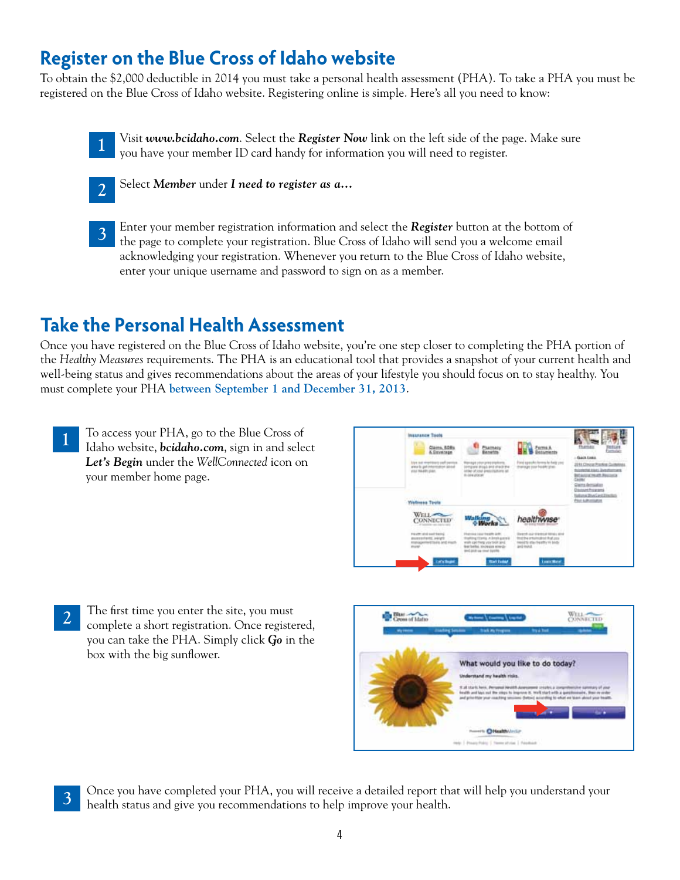## Register on the Blue Cross of Idaho website

To obtain the $2,000 deductible in 2014 you must take a personal health assessment (PHA). To take a PHA you must be registered on the Blue Cross of Idaho website. Registering online is simple. Here's all you need to know:

1. Visit ***www.bcidaho.com***. Select the ***Register Now*** link on the left side of the page. Make sure you have your member ID card handy for information you will need to register.

2. Select ***Member*** under ***I need to register as a…***

3. Enter your member registration information and select the ***Register*** button at the bottom of the page to complete your registration. Blue Cross of Idaho will send you a welcome email acknowledging your registration. Whenever you return to the Blue Cross of Idaho website, enter your unique username and password to sign on as a member.

## Take the Personal Health Assessment

Once you have registered on the Blue Cross of Idaho website, you're one step closer to completing the PHA portion of the *Healthy Measures* requirements. The PHA is an educational tool that provides a snapshot of your current health and well-being status and gives recommendations about the areas of your lifestyle you should focus on to stay healthy. You must complete your PHA **between September 1 and December 31, 2013**.

1. To access your PHA, go to the Blue Cross of Idaho website, ***bcidaho.com***, sign in and select ***Let's Begin*** under the *WellConnected* icon on your member home page.

2. The first time you enter the site, you must complete a short registration. Once registered, you can take the PHA. Simply click ***Go*** in the box with the big sunflower.

3. Once you have completed your PHA, you will receive a detailed report that will help you understand your health status and give you recommendations to help improve your health.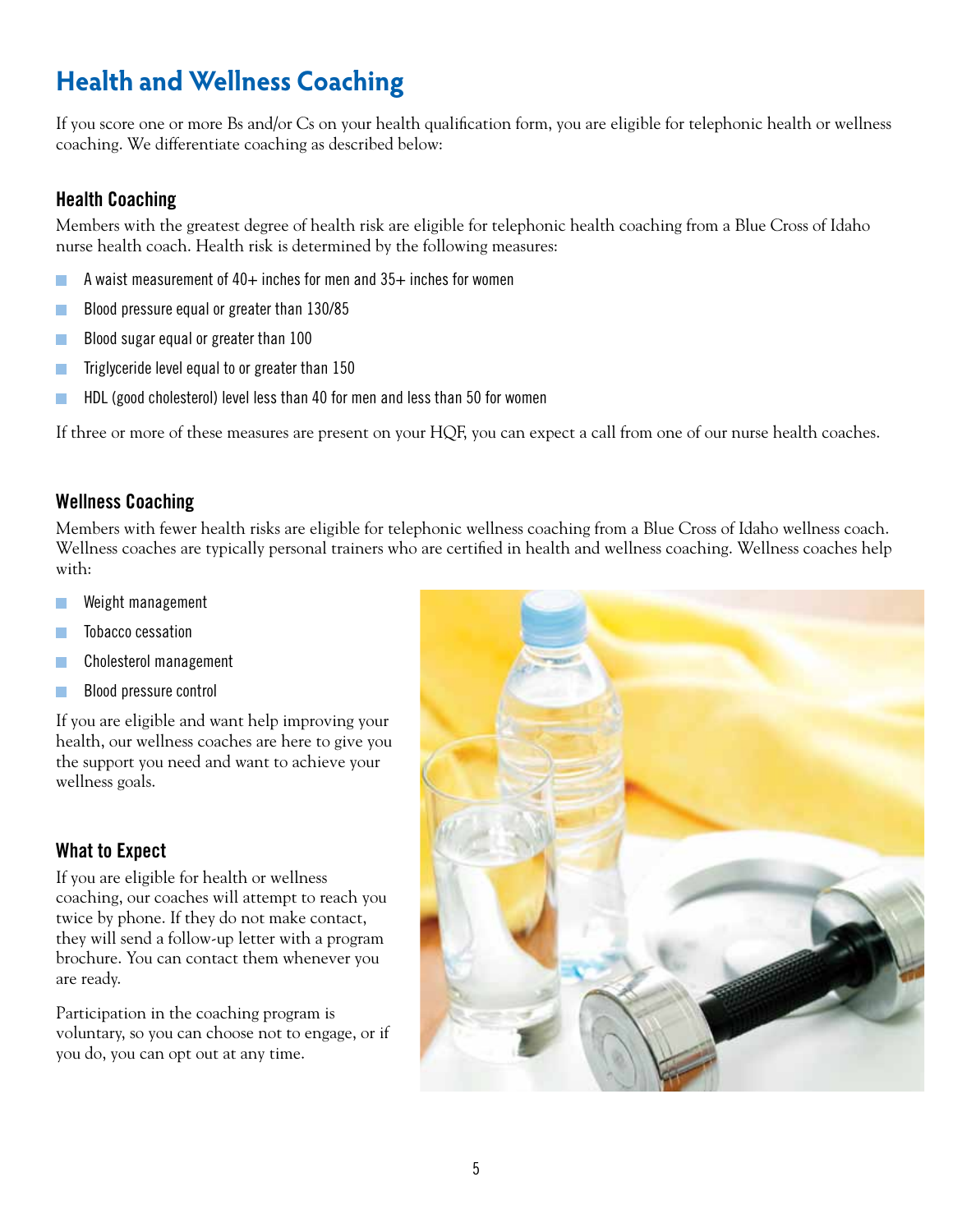# Health and Wellness Coaching

If you score one or more Bs and/or Cs on your health qualification form, you are eligible for telephonic health or wellness coaching. We differentiate coaching as described below:

### Health Coaching

Members with the greatest degree of health risk are eligible for telephonic health coaching from a Blue Cross of Idaho nurse health coach. Health risk is determined by the following measures:

- A waist measurement of 40+ inches for men and 35+ inches for women
- Blood pressure equal or greater than 130/85
- Blood sugar equal or greater than 100
- Triglyceride level equal to or greater than 150
- HDL (good cholesterol) level less than 40 for men and less than 50 for women

If three or more of these measures are present on your HQF, you can expect a call from one of our nurse health coaches.

### Wellness Coaching

Members with fewer health risks are eligible for telephonic wellness coaching from a Blue Cross of Idaho wellness coach. Wellness coaches are typically personal trainers who are certified in health and wellness coaching. Wellness coaches help with:

- Weight management
- Tobacco cessation
- Cholesterol management
- Blood pressure control

If you are eligible and want help improving your health, our wellness coaches are here to give you the support you need and want to achieve your wellness goals.

### What to Expect

If you are eligible for health or wellness coaching, our coaches will attempt to reach you twice by phone. If they do not make contact, they will send a follow-up letter with a program brochure. You can contact them whenever you are ready.

Participation in the coaching program is voluntary, so you can choose not to engage, or if you do, you can opt out at any time.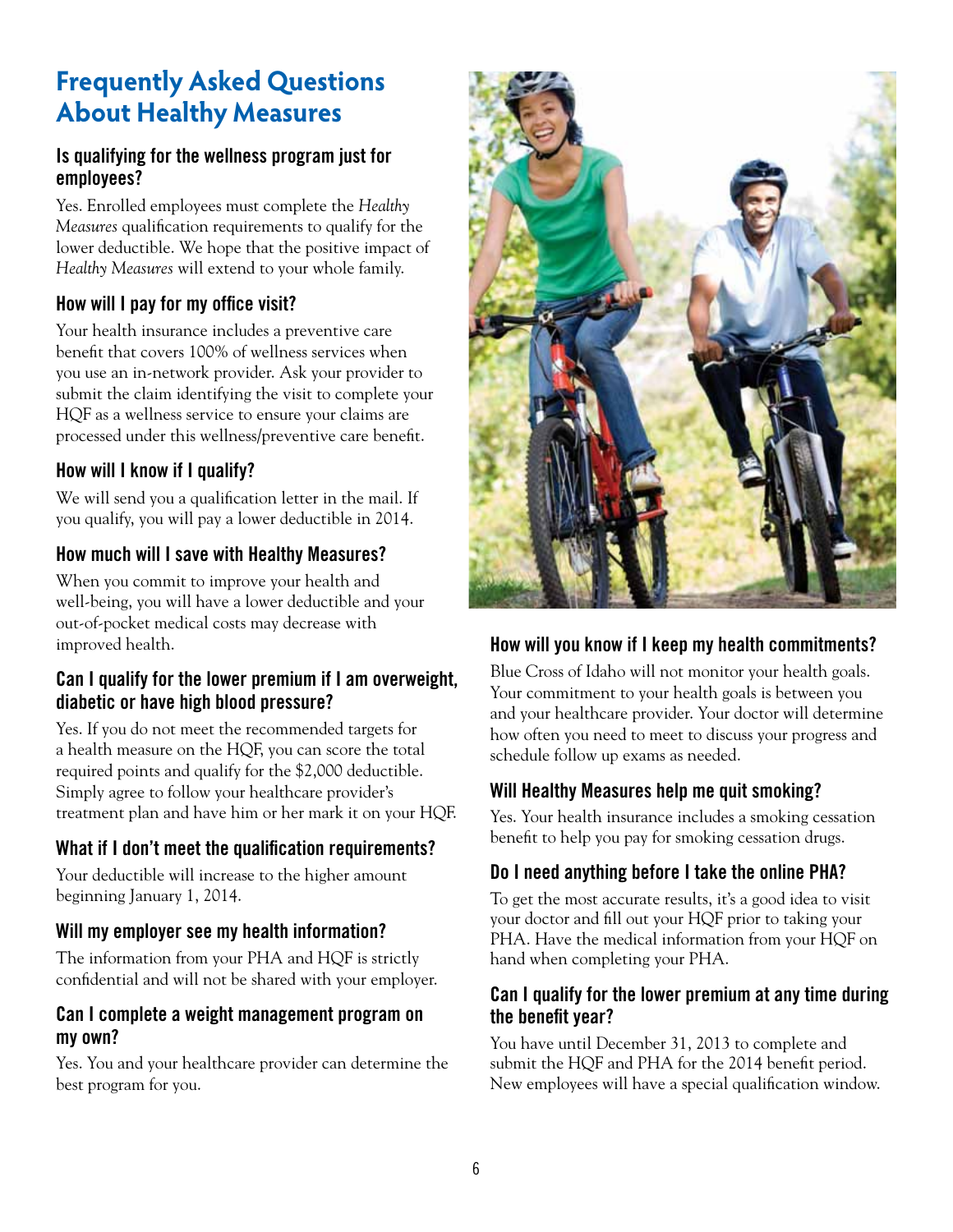# Frequently Asked Questions About Healthy Measures

### Is qualifying for the wellness program just for employees?

Yes. Enrolled employees must complete the *Healthy Measures* qualification requirements to qualify for the lower deductible. We hope that the positive impact of *Healthy Measures* will extend to your whole family.

### How will I pay for my office visit?

Your health insurance includes a preventive care benefit that covers 100% of wellness services when you use an in-network provider. Ask your provider to submit the claim identifying the visit to complete your HQF as a wellness service to ensure your claims are processed under this wellness/preventive care benefit.

### How will I know if I qualify?

We will send you a qualification letter in the mail. If you qualify, you will pay a lower deductible in 2014.

### How much will I save with Healthy Measures?

When you commit to improve your health and well-being, you will have a lower deductible and your out-of-pocket medical costs may decrease with improved health.

### Can I qualify for the lower premium if I am overweight, diabetic or have high blood pressure?

Yes. If you do not meet the recommended targets for a health measure on the HQF, you can score the total required points and qualify for the $2,000 deductible. Simply agree to follow your healthcare provider's treatment plan and have him or her mark it on your HQF.

### What if I don't meet the qualification requirements?

Your deductible will increase to the higher amount beginning January 1, 2014.

### Will my employer see my health information?

The information from your PHA and HQF is strictly confidential and will not be shared with your employer.

### Can I complete a weight management program on my own?

Yes. You and your healthcare provider can determine the best program for you.

### How will you know if I keep my health commitments?

Blue Cross of Idaho will not monitor your health goals. Your commitment to your health goals is between you and your healthcare provider. Your doctor will determine how often you need to meet to discuss your progress and schedule follow up exams as needed.

### Will Healthy Measures help me quit smoking?

Yes. Your health insurance includes a smoking cessation benefit to help you pay for smoking cessation drugs.

### Do I need anything before I take the online PHA?

To get the most accurate results, it's a good idea to visit your doctor and fill out your HQF prior to taking your PHA. Have the medical information from your HQF on hand when completing your PHA.

### Can I qualify for the lower premium at any time during the benefit year?

You have until December 31, 2013 to complete and submit the HQF and PHA for the 2014 benefit period. New employees will have a special qualification window.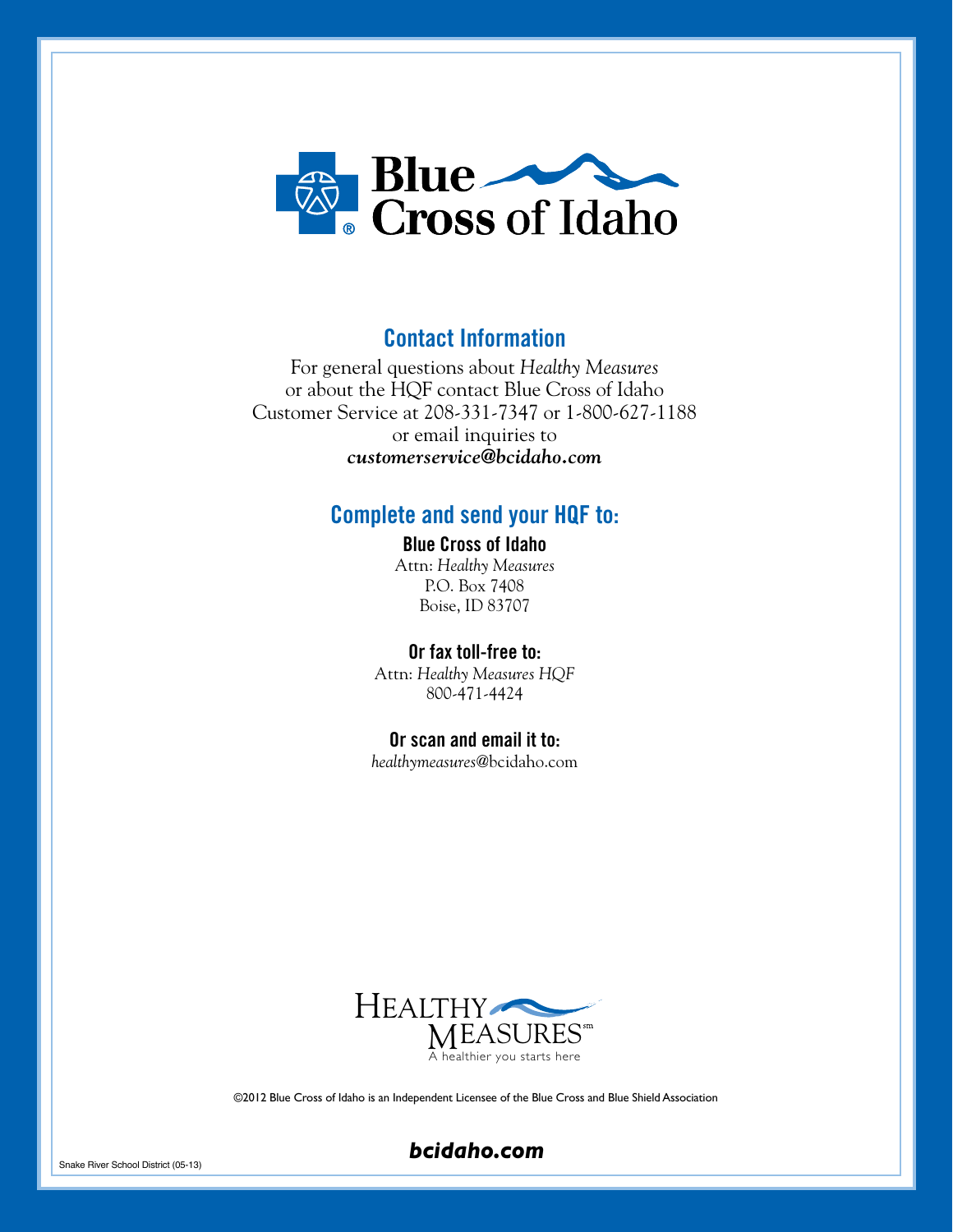Blue Cross of Idaho

## Contact Information

For general questions about *Healthy Measures* or about the HQF contact Blue Cross of Idaho Customer Service at 208-331-7347 or 1-800-627-1188 or email inquiries to ***customerservice@bcidaho.com***

## Complete and send your HQF to:

**Blue Cross of Idaho**
Attn: *Healthy Measures*
P.O. Box 7408
Boise, ID 83707

**Or fax toll-free to:**
Attn: *Healthy Measures HQF*
800-471-4424

**Or scan and email it to:**
*healthymeasures*@bcidaho.com

HEALTHY MEASURES[sm]
A healthier you starts here

©2012 Blue Cross of Idaho is an Independent Licensee of the Blue Cross and Blue Shield Association

***bcidaho.com***

Snake River School District (05-13)